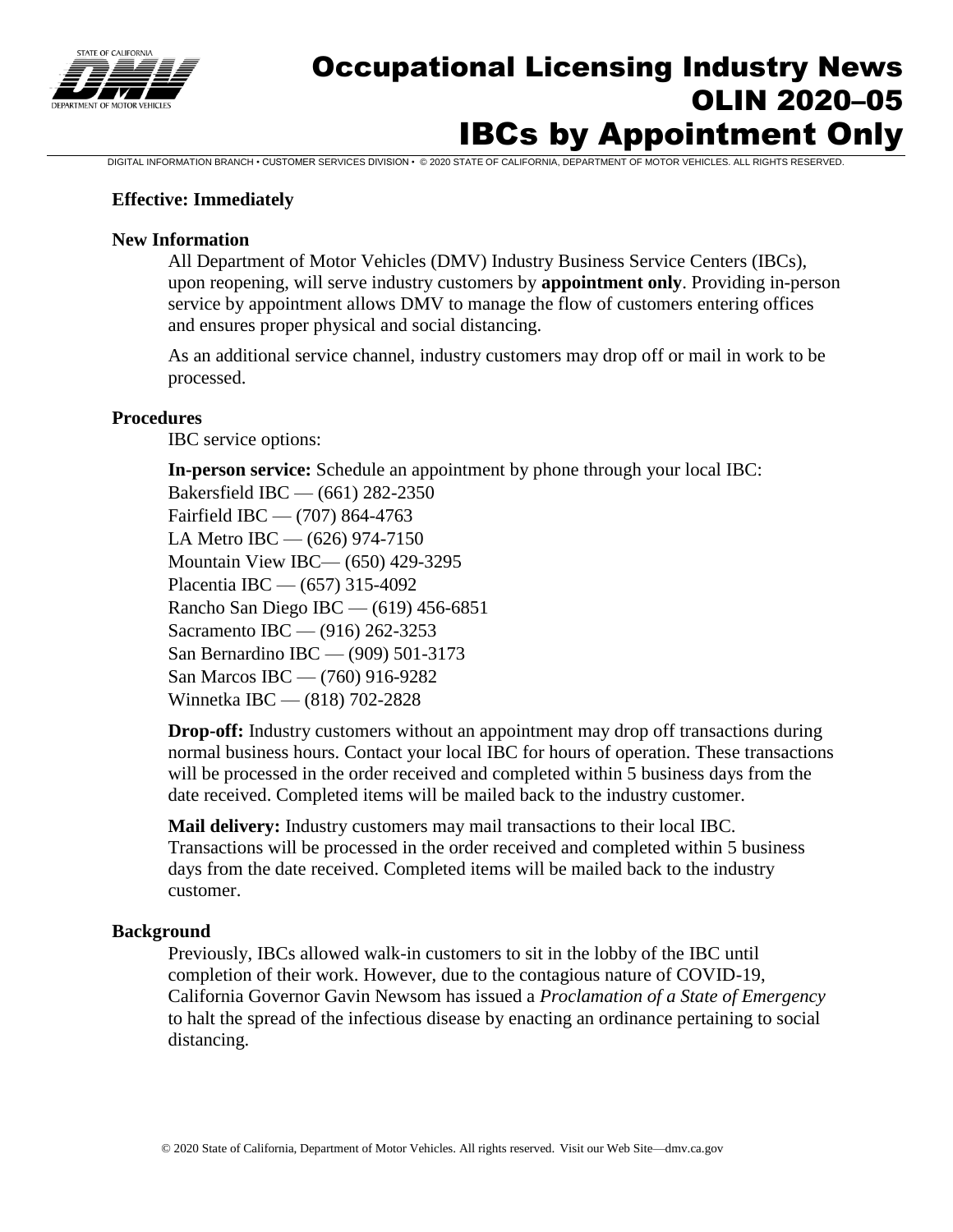# Occupational Licensing Industry News
# OLIN 2020–05
# IBCs by Appointment Only

DIGITAL INFORMATION BRANCH • CUSTOMER SERVICES DIVISION • © 2020 STATE OF CALIFORNIA, DEPARTMENT OF MOTOR VEHICLES. ALL RIGHTS RESERVED.

**Effective: Immediately**

### New Information

All Department of Motor Vehicles (DMV) Industry Business Service Centers (IBCs), upon reopening, will serve industry customers by **appointment only**. Providing in-person service by appointment allows DMV to manage the flow of customers entering offices and ensures proper physical and social distancing.

As an additional service channel, industry customers may drop off or mail in work to be processed.

### Procedures

IBC service options:

**In-person service:** Schedule an appointment by phone through your local IBC:
Bakersfield IBC — (661) 282-2350
Fairfield IBC — (707) 864-4763
LA Metro IBC — (626) 974-7150
Mountain View IBC— (650) 429-3295
Placentia IBC — (657) 315-4092
Rancho San Diego IBC — (619) 456-6851
Sacramento IBC — (916) 262-3253
San Bernardino IBC — (909) 501-3173
San Marcos IBC — (760) 916-9282
Winnetka IBC — (818) 702-2828

**Drop-off:** Industry customers without an appointment may drop off transactions during normal business hours. Contact your local IBC for hours of operation. These transactions will be processed in the order received and completed within 5 business days from the date received. Completed items will be mailed back to the industry customer.

**Mail delivery:** Industry customers may mail transactions to their local IBC. Transactions will be processed in the order received and completed within 5 business days from the date received. Completed items will be mailed back to the industry customer.

### Background

Previously, IBCs allowed walk-in customers to sit in the lobby of the IBC until completion of their work. However, due to the contagious nature of COVID-19, California Governor Gavin Newsom has issued a *Proclamation of a State of Emergency* to halt the spread of the infectious disease by enacting an ordinance pertaining to social distancing.

© 2020 State of California, Department of Motor Vehicles. All rights reserved. Visit our Web Site—dmv.ca.gov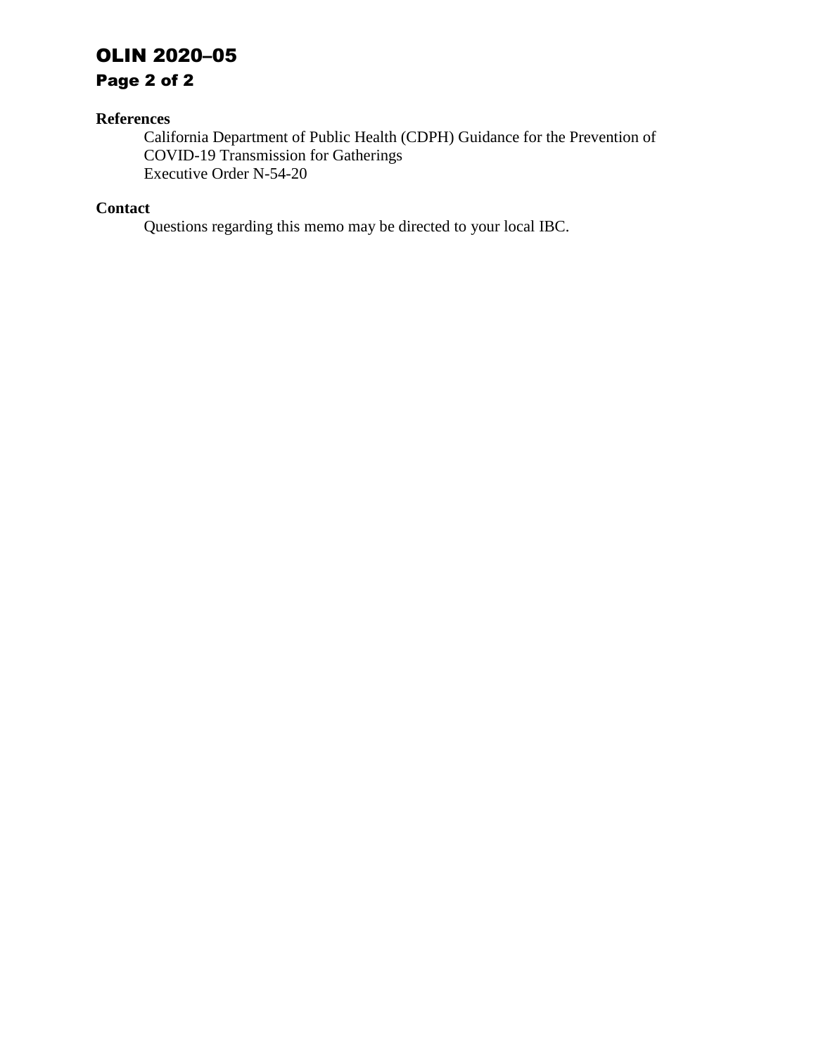**References**

California Department of Public Health (CDPH) Guidance for the Prevention of COVID-19 Transmission for Gatherings
Executive Order N-54-20

**Contact**

Questions regarding this memo may be directed to your local IBC.